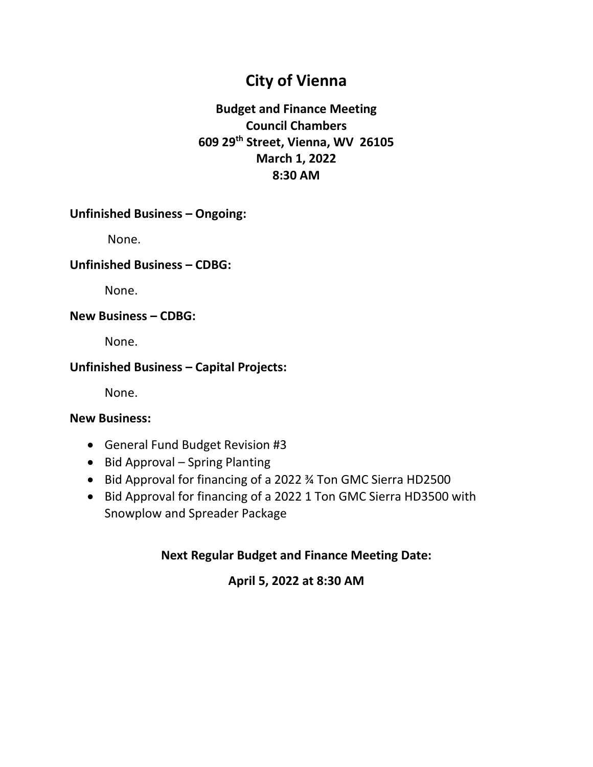# City of Vienna

**Budget and Finance Meeting**
**Council Chambers**
**609 29th Street, Vienna, WV 26105**
**March 1, 2022**
**8:30 AM**

**Unfinished Business – Ongoing:**

None.

**Unfinished Business – CDBG:**

None.

**New Business – CDBG:**

None.

**Unfinished Business – Capital Projects:**

None.

**New Business:**

- General Fund Budget Revision #3
- Bid Approval – Spring Planting
- Bid Approval for financing of a 2022 ¾ Ton GMC Sierra HD2500
- Bid Approval for financing of a 2022 1 Ton GMC Sierra HD3500 with Snowplow and Spreader Package

**Next Regular Budget and Finance Meeting Date:**

**April 5, 2022 at 8:30 AM**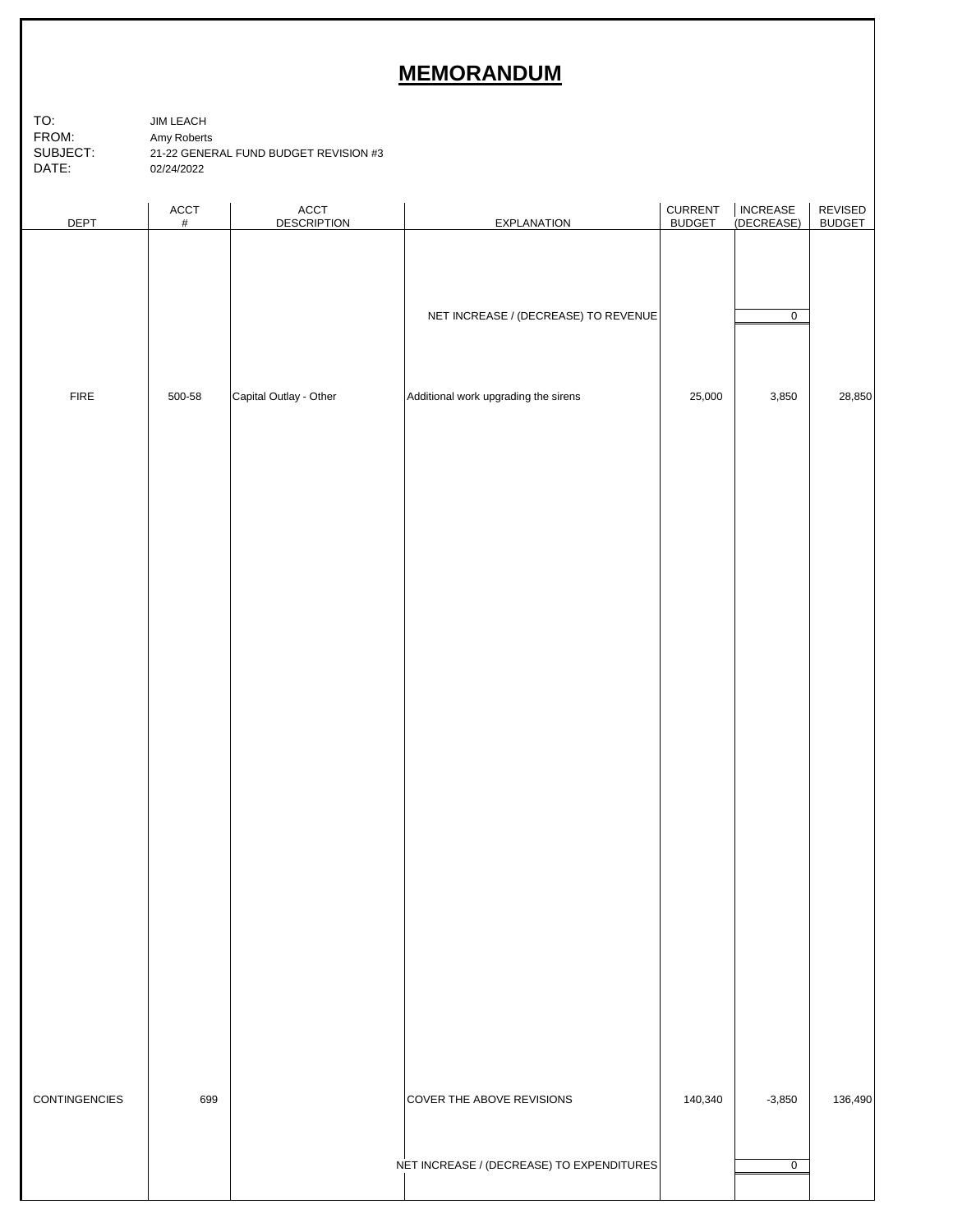# MEMORANDUM

TO: JIM LEACH
FROM: Amy Roberts
SUBJECT: 21-22 GENERAL FUND BUDGET REVISION #3
DATE: 02/24/2022

| DEPT | ACCT # | ACCT DESCRIPTION | EXPLANATION | CURRENT BUDGET | INCREASE (DECREASE) | REVISED BUDGET |
|---|---|---|---|---|---|---|
| | | | NET INCREASE / (DECREASE) TO REVENUE | | 0 | |
| FIRE | 500-58 | Capital Outlay - Other | Additional work upgrading the sirens | 25,000 | 3,850 | 28,850 |
| CONTINGENCIES | 699 | | COVER THE ABOVE REVISIONS | 140,340 | -3,850 | 136,490 |
| | | | NET INCREASE / (DECREASE) TO EXPENDITURES | | 0 | |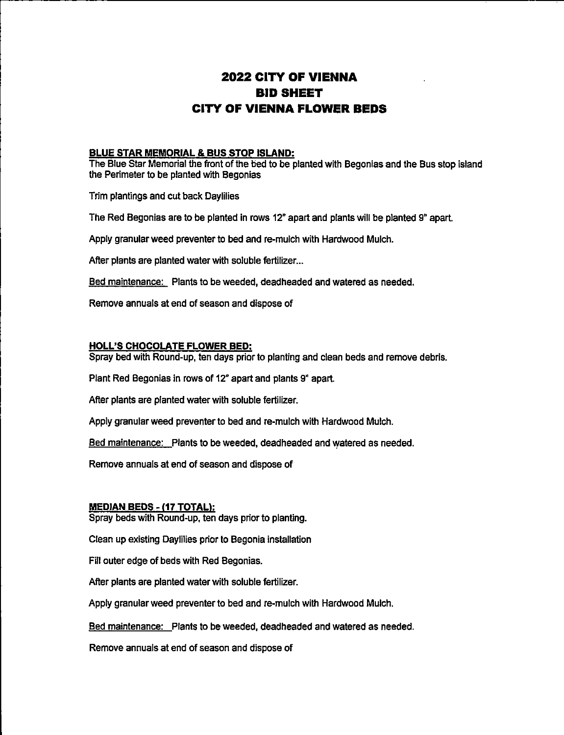# 2022 CITY OF VIENNA
# BID SHEET
# CITY OF VIENNA FLOWER BEDS

**BLUE STAR MEMORIAL & BUS STOP ISLAND:**
The Blue Star Memorial the front of the bed to be planted with Begonias and the Bus stop island the Perimeter to be planted with Begonias

Trim plantings and cut back Daylilies

The Red Begonias are to be planted in rows 12" apart and plants will be planted 9" apart.

Apply granular weed preventer to bed and re-mulch with Hardwood Mulch.

After plants are planted water with soluble fertilizer...

Bed maintenance: Plants to be weeded, deadheaded and watered as needed.

Remove annuals at end of season and dispose of

**HOLL'S CHOCOLATE FLOWER BED:**
Spray bed with Round-up, ten days prior to planting and clean beds and remove debris.

Plant Red Begonias in rows of 12" apart and plants 9" apart.

After plants are planted water with soluble fertilizer.

Apply granular weed preventer to bed and re-mulch with Hardwood Mulch.

Bed maintenance: Plants to be weeded, deadheaded and watered as needed.

Remove annuals at end of season and dispose of

**MEDIAN BEDS - (17 TOTAL):**
Spray beds with Round-up, ten days prior to planting.

Clean up existing Daylilies prior to Begonia installation

Fill outer edge of beds with Red Begonias.

After plants are planted water with soluble fertilizer.

Apply granular weed preventer to bed and re-mulch with Hardwood Mulch.

Bed maintenance: Plants to be weeded, deadheaded and watered as needed.

Remove annuals at end of season and dispose of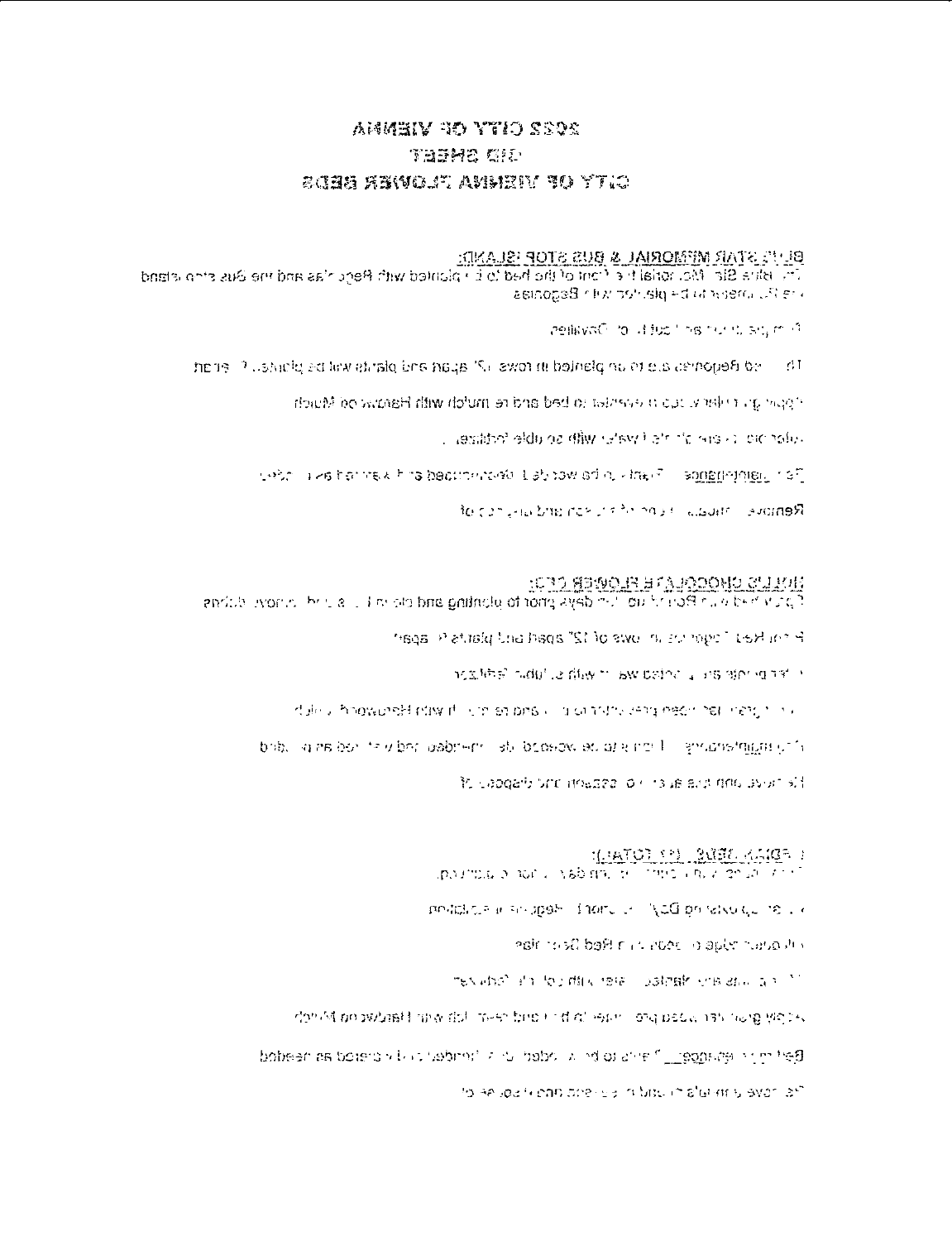# 2022 CITY OF VIENNA

## BID SHEET

## CITY OF VIENNA FLOWER BEDS

**BLUE STAR MEMORIAL & BUS STOP ISLAND:**

The Blue Star Memorial the front of the bed to be planted with Begonias and the bus stop island area to be planted with Begonias

The Begonias are to be planted in rows 12" apart and plants will be planted 6" apart

Prior to planting, add compost to bed and re mulch with Hardwood Mulch

After planting, water with soluble fertilizer.

Bed Maintenance: Plants to be watered, weeded, and mulched as needed.

Remove annuals at end of season and dispose of

**BOLLS CHOCOLATE FLOWER BED:**

Spray bed with Round up days prior to planting and clean up and remove debris

Plant Red Begonias in rows of 12" apart and plants 6" apart

After planting, water with soluble fertilizer

Prior to planting, add compost and re mulch with Hardwood Mulch

Bed Maintenance: Plants to be watered, weeded, and fertilized as needed

Remove annuals at end of season and dispose of

**FEDERAL BEDS (?) TOTAL:**

Prior to planting, add compost to bed and re mulch with Hardwood Mulch

After planting, water with soluble fertilizer

Bed Maintenance: Plants to be watered, weeded, and fertilized as needed

Remove annuals at end of season and dispose of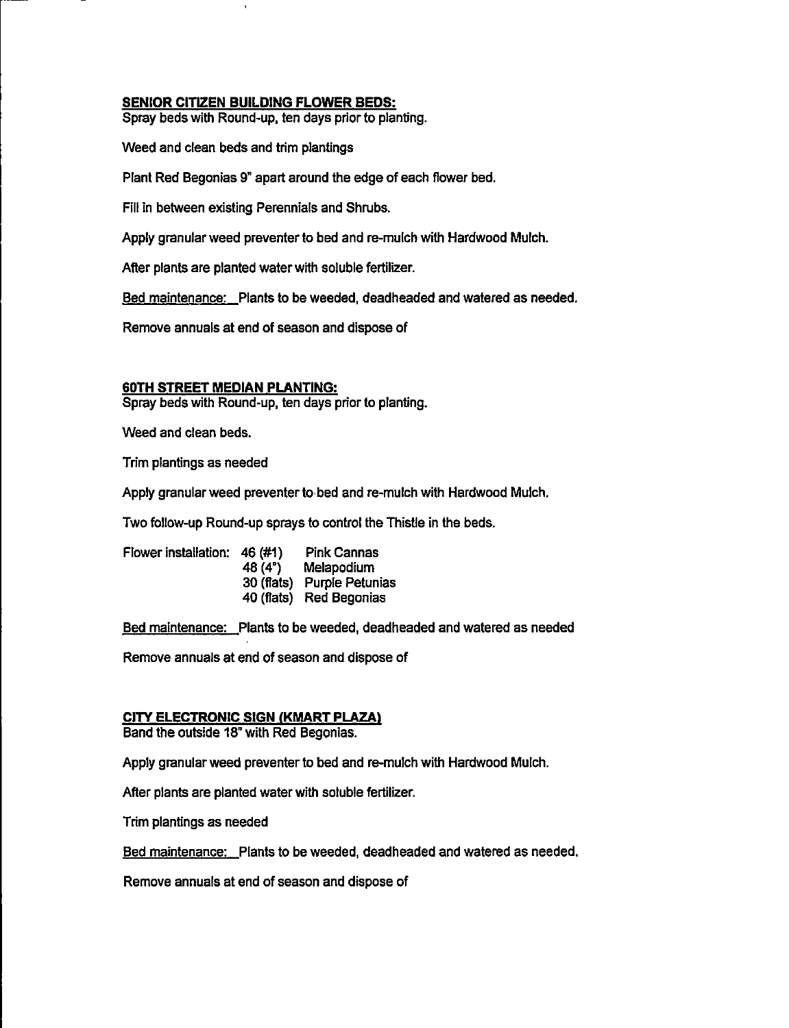**SENIOR CITIZEN BUILDING FLOWER BEDS:**
Spray beds with Round-up, ten days prior to planting.

Weed and clean beds and trim plantings

Plant Red Begonias 9" apart around the edge of each flower bed.

Fill in between existing Perennials and Shrubs.

Apply granular weed preventer to bed and re-mulch with Hardwood Mulch.

After plants are planted water with soluble fertilizer.

Bed maintenance: Plants to be weeded, deadheaded and watered as needed.

Remove annuals at end of season and dispose of

**60TH STREET MEDIAN PLANTING:**
Spray beds with Round-up, ten days prior to planting.

Weed and clean beds.

Trim plantings as needed

Apply granular weed preventer to bed and re-mulch with Hardwood Mulch.

Two follow-up Round-up sprays to control the Thistle in the beds.

| Flower installation: | 46 (#1) | Pink Cannas |
|---|---|---|
| | 48 (4") | Melapodium |
| | 30 (flats) | Purple Petunias |
| | 40 (flats) | Red Begonias |

Bed maintenance: Plants to be weeded, deadheaded and watered as needed

Remove annuals at end of season and dispose of

**CITY ELECTRONIC SIGN (KMART PLAZA)**
Band the outside 18" with Red Begonias.

Apply granular weed preventer to bed and re-mulch with Hardwood Mulch.

After plants are planted water with soluble fertilizer.

Trim plantings as needed

Bed maintenance: Plants to be weeded, deadheaded and watered as needed.

Remove annuals at end of season and dispose of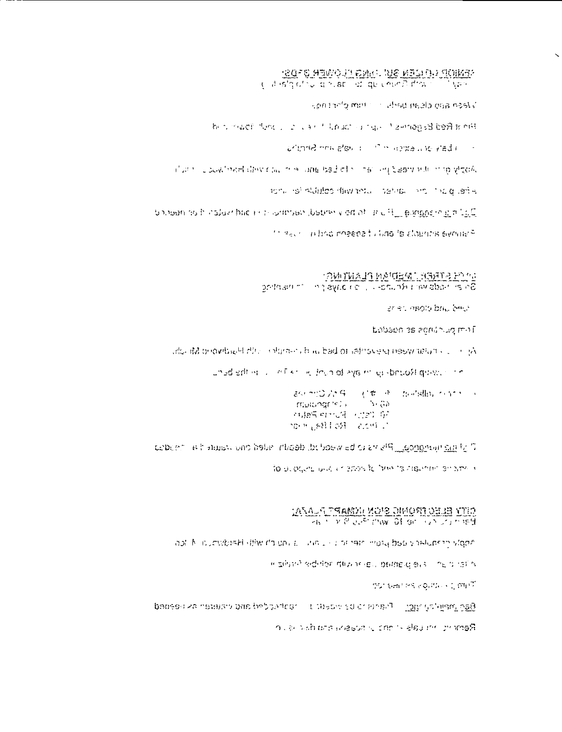**SENIOR CITIZEN BUILDINGS FLOWER BEDS:**

Weed and clean beds ... trim plantings

Plant Red Begonias ...

... extra ... Annuals and Shrubs

Apply granular weed preventer to bed and ... with Hardwood Mulch

After plants are planted, water with soluble fertilizer

Daily maintenance__ Plants to be weeded, deadheaded and watered as needed

Remove annuals at end of season and ...

**MAIN STREET MEDIAN PLANTINGS:**

Spray beds with Round-up ... days prior to planting

Weed and clean beds

Trim shrubs as needed

Apply granular weed preventer to bed and ... with Hardwood Mulch

... Round-up ... days to ... the beds

... Pink Cannas
48 ...
48 ... Petunia
... Red Begonias

Daily maintenance__ Plants to be weeded, deadheaded and watered as needed

Remove annuals at end of season and dispose of

**CITY ELECTRONIC SIGN (KMART PLAZA):**

Plant ... 16 ...

Apply granular weed preventer to bed and ... with Hardwood Mulch

After ... are planted ... with soluble fertilizer

Trim shrubs as needed

Daily maintenance__ Plants to be weeded, deadheaded and watered as needed

Remove annuals at end of season and dispose of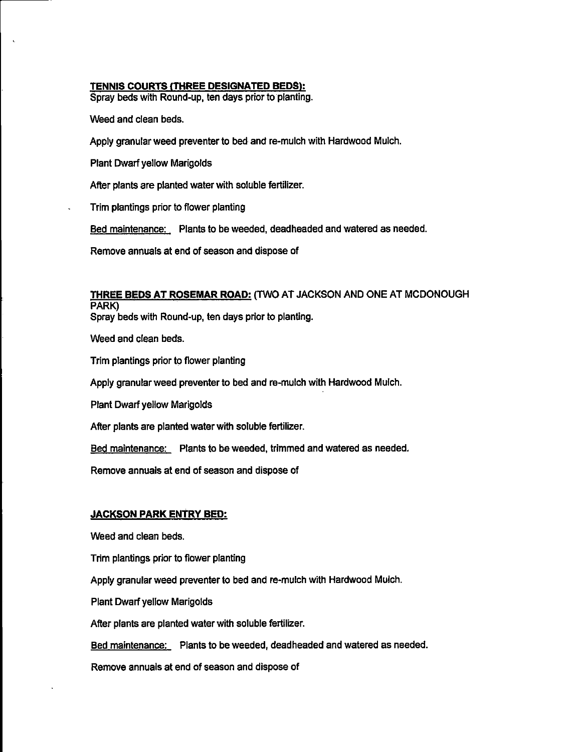**TENNIS COURTS (THREE DESIGNATED BEDS):**
Spray beds with Round-up, ten days prior to planting.

Weed and clean beds.

Apply granular weed preventer to bed and re-mulch with Hardwood Mulch.

Plant Dwarf yellow Marigolds

After plants are planted water with soluble fertilizer.

Trim plantings prior to flower planting

Bed maintenance: Plants to be weeded, deadheaded and watered as needed.

Remove annuals at end of season and dispose of

**THREE BEDS AT ROSEMAR ROAD:** (TWO AT JACKSON AND ONE AT MCDONOUGH PARK)
Spray beds with Round-up, ten days prior to planting.

Weed and clean beds.

Trim plantings prior to flower planting

Apply granular weed preventer to bed and re-mulch with Hardwood Mulch.

Plant Dwarf yellow Marigolds

After plants are planted water with soluble fertilizer.

Bed maintenance: Plants to be weeded, trimmed and watered as needed.

Remove annuals at end of season and dispose of

**JACKSON PARK ENTRY BED:**

Weed and clean beds.

Trim plantings prior to flower planting

Apply granular weed preventer to bed and re-mulch with Hardwood Mulch.

Plant Dwarf yellow Marigolds

After plants are planted water with soluble fertilizer.

Bed maintenance: Plants to be weeded, deadheaded and watered as needed.

Remove annuals at end of season and dispose of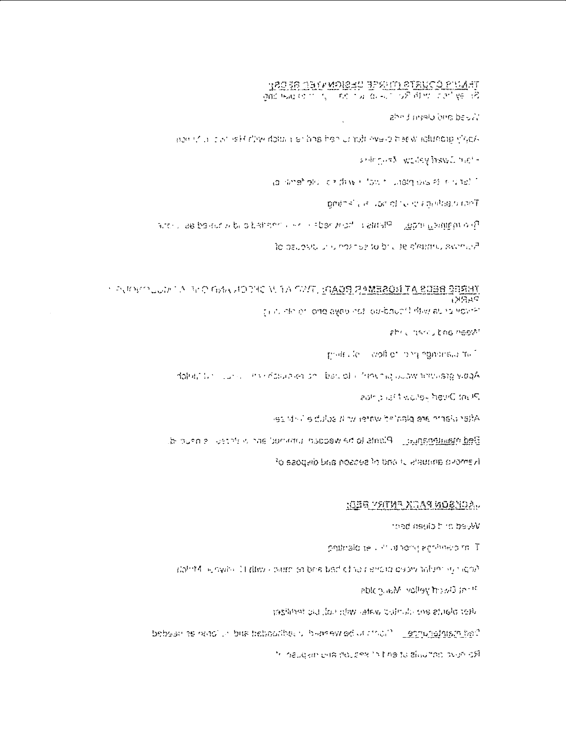**TRAILS COURTS (THREE DESIGNATED BEDS)**

Spray beds with Round-up ten days prior to planting

Weed and clean beds

Apply granular weed preventer to bed and re-mulch with Hardwood Mulch

Plant Dwarf yellow Marigolds

After plants are planted water with soluble fertilizer

Trim plantings prior to flower planting

Bed maintenance: Plants to be weeded, trimmed and watered as needed

Remove annuals at end of season and dispose of

**THREE BEDS AT ROSEMAR ROAD, TWO AT CHURCH AND ONE AT PARK:**

Spray beds with Round-up ten days prior to planting

Weed and clean beds

Trim plantings prior to flower planting

Apply granular weed preventer to bed and re-mulch with Hardwood Mulch

Plant Dwarf yellow Marigolds

After plants are planted water with soluble fertilizer

Bed maintenance: Plants to be weeded, trimmed and watered as needed

Remove annuals at end of season and dispose of

**JACKSON PARK ENTRY BED:**

Weed and clean bed

Trim plantings prior to flower planting

Apply granular weed preventer to bed and re-mulch with Hardwood Mulch

Plant Dwarf yellow Marigolds

After plants are planted water with soluble fertilizer

Bed maintenance: Plants to be weeded, trimmed and watered as needed

Remove annuals at end of season and dispose of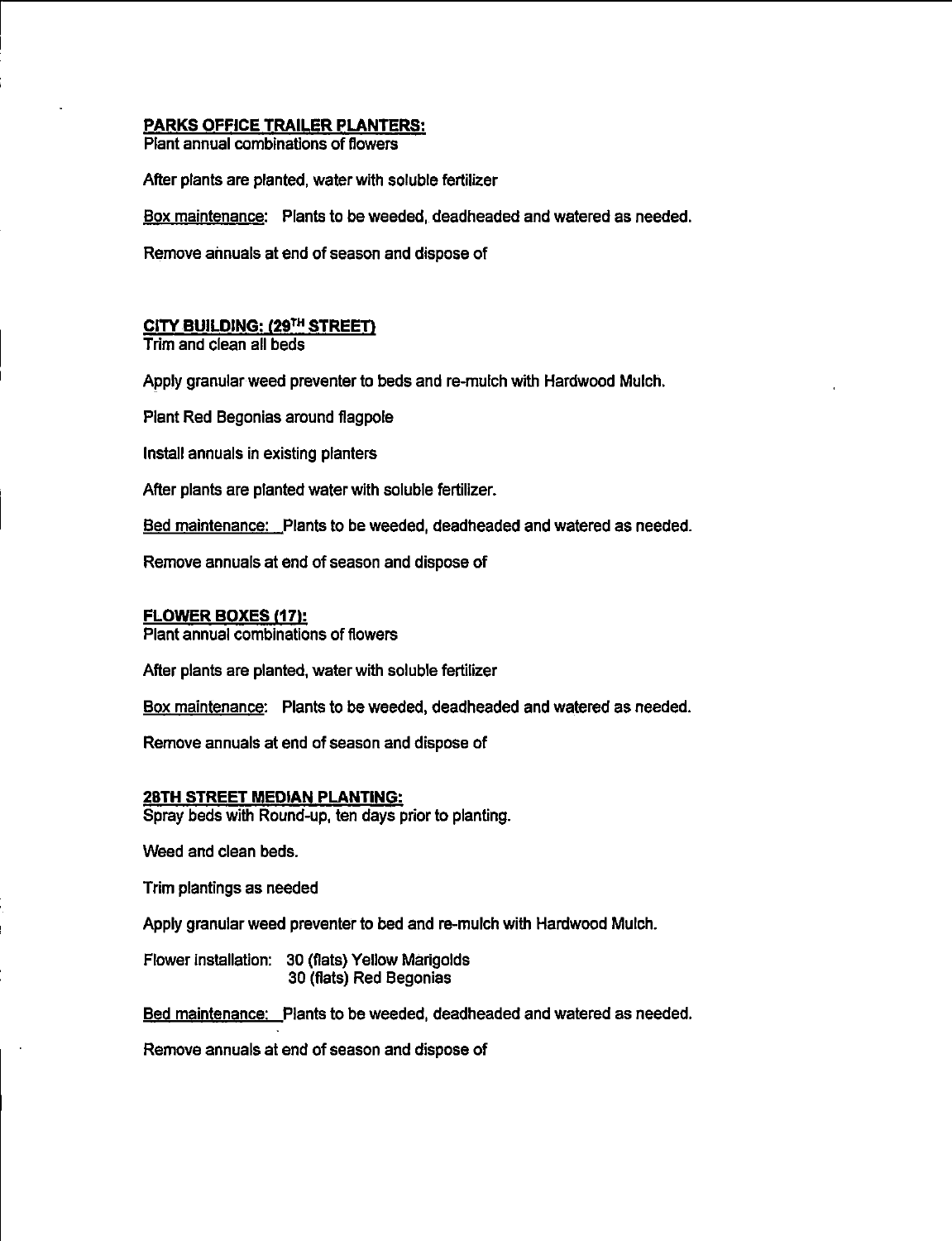**PARKS OFFICE TRAILER PLANTERS:**
Plant annual combinations of flowers

After plants are planted, water with soluble fertilizer

Box maintenance: Plants to be weeded, deadheaded and watered as needed.

Remove annuals at end of season and dispose of

**CITY BUILDING: (29TH STREET)**
Trim and clean all beds

Apply granular weed preventer to beds and re-mulch with Hardwood Mulch.

Plant Red Begonias around flagpole

Install annuals in existing planters

After plants are planted water with soluble fertilizer.

Bed maintenance: Plants to be weeded, deadheaded and watered as needed.

Remove annuals at end of season and dispose of

**FLOWER BOXES (17):**
Plant annual combinations of flowers

After plants are planted, water with soluble fertilizer

Box maintenance: Plants to be weeded, deadheaded and watered as needed.

Remove annuals at end of season and dispose of

**28TH STREET MEDIAN PLANTING:**
Spray beds with Round-up, ten days prior to planting.

Weed and clean beds.

Trim plantings as needed

Apply granular weed preventer to bed and re-mulch with Hardwood Mulch.

Flower installation: 30 (flats) Yellow Marigolds
30 (flats) Red Begonias

Bed maintenance: Plants to be weeded, deadheaded and watered as needed.

Remove annuals at end of season and dispose of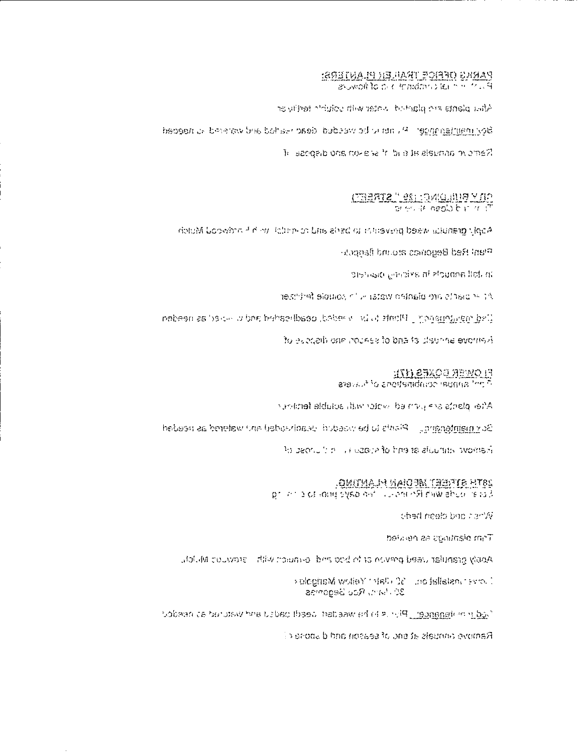**PARKS OFFICE TRAILER PLANTERS:**
Plant annual combinations of flowers

After plants are planted, water with soluble fertilizer

Box maintenance: Plants to be weeded, deadheaded and watered as needed

Remove annuals at end of season and dispose of

**CITY BUILDING (28th STREET)**
Trim and clean all beds

Apply granular weed preventer to beds and re-mulch with Hardwood Mulch

Plant Red Begonias around flagpole

Install annuals in existing planters

After plants are planted water with soluble fertilizer

Bed maintenance: Plants to be weeded, deadheaded and watered as needed

Remove annuals at end of season and dispose of

**FLOWER BOXES (17):**
Plant annual combinations of flowers

After plants are planted, water with soluble fertilizer

Box maintenance: Plants to be weeded, deadheaded and watered as needed

Remove annuals at end of season and dispose of

**28TH STREET MEDIAN PLANTING:**
Treat beds with Roundup ten days prior to planting

Weed and clean beds

Trim plantings as needed

Apply granular weed preventer to bed and re-mulch with Hardwood Mulch

Flowers installed on: 30 flats Yellow Marigolds
30 flats Red Begonias

Bed maintenance: Plants to be weeded, deadheaded and watered as needed

Remove annuals at end of season and dispose of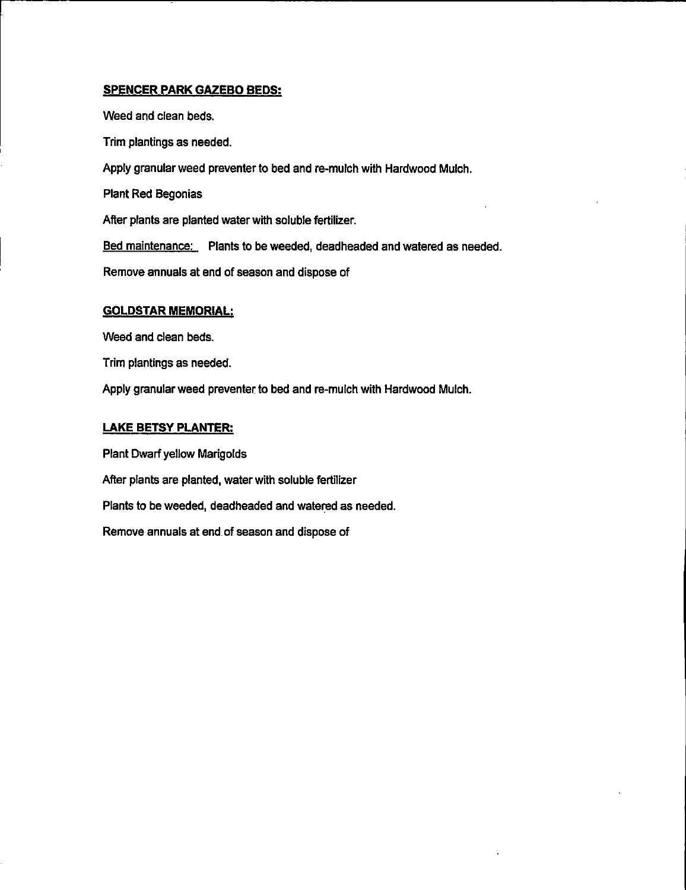**<u>SPENCER PARK GAZEBO BEDS:</u>**

Weed and clean beds.

Trim plantings as needed.

Apply granular weed preventer to bed and re-mulch with Hardwood Mulch.

Plant Red Begonias

After plants are planted water with soluble fertilizer.

<u>Bed maintenance:</u> Plants to be weeded, deadheaded and watered as needed.

Remove annuals at end of season and dispose of

**<u>GOLDSTAR MEMORIAL:</u>**

Weed and clean beds.

Trim plantings as needed.

Apply granular weed preventer to bed and re-mulch with Hardwood Mulch.

**<u>LAKE BETSY PLANTER:</u>**

Plant Dwarf yellow Marigolds

After plants are planted, water with soluble fertilizer

Plants to be weeded, deadheaded and watered as needed.

Remove annuals at end of season and dispose of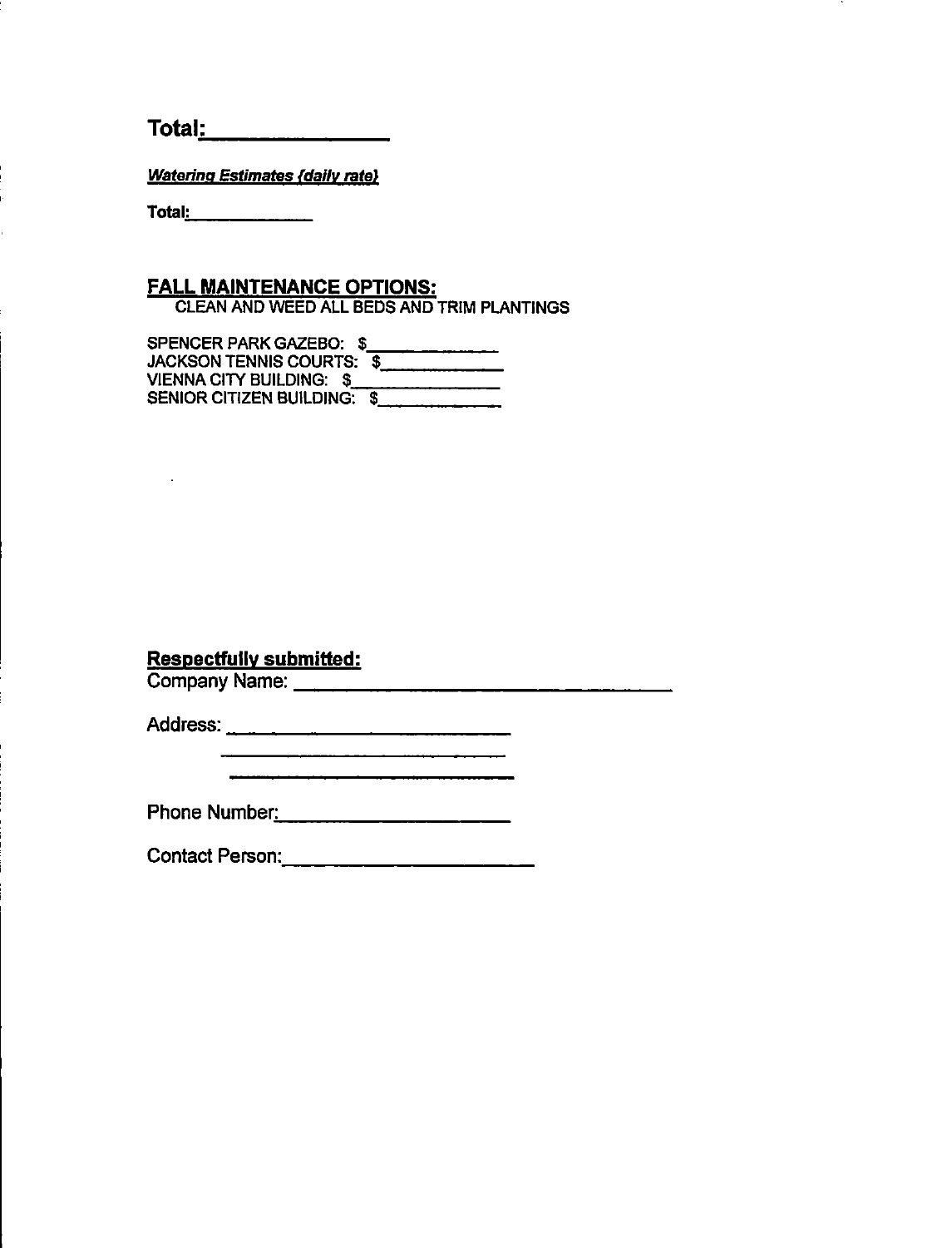**Total:_______________**

***Watering Estimates (daily rate)***

**Total:_____________**

## FALL MAINTENANCE OPTIONS:

CLEAN AND WEED ALL BEDS AND TRIM PLANTINGS

SPENCER PARK GAZEBO: $_____________
JACKSON TENNIS COURTS: $_____________
VIENNA CITY BUILDING: $_____________
SENIOR CITIZEN BUILDING: $_____________

**Respectfully submitted:**

Company Name: ___________________________________

Address: ___________________________
___________________________
___________________________

Phone Number:_____________________

Contact Person:_____________________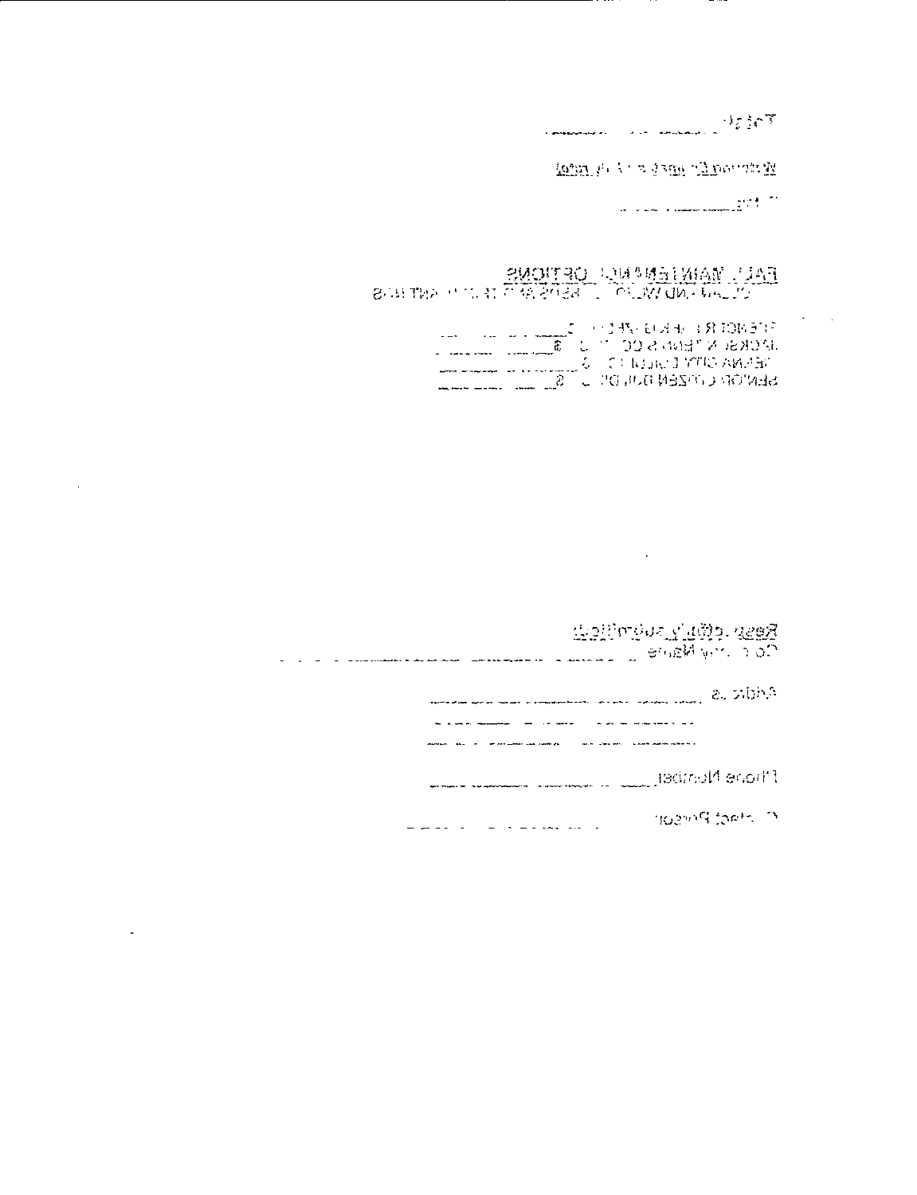Total: ____________

Workmen's Comp. rate ____________

____________

## FALL MAINTENANCE OPTIONS

CLEAN AND WEED BEDS AND TREE PLANTINGS

FREMONT PARK $____________

JACKSON TENNIS COURTS $____________

HELENA CITY COUNCIL $____________

SENIOR CITIZEN BUILDING $____________

Respectfully submitted,

Company Name ____________

Address ____________

____________

____________

Phone Number ____________

Contact Person ____________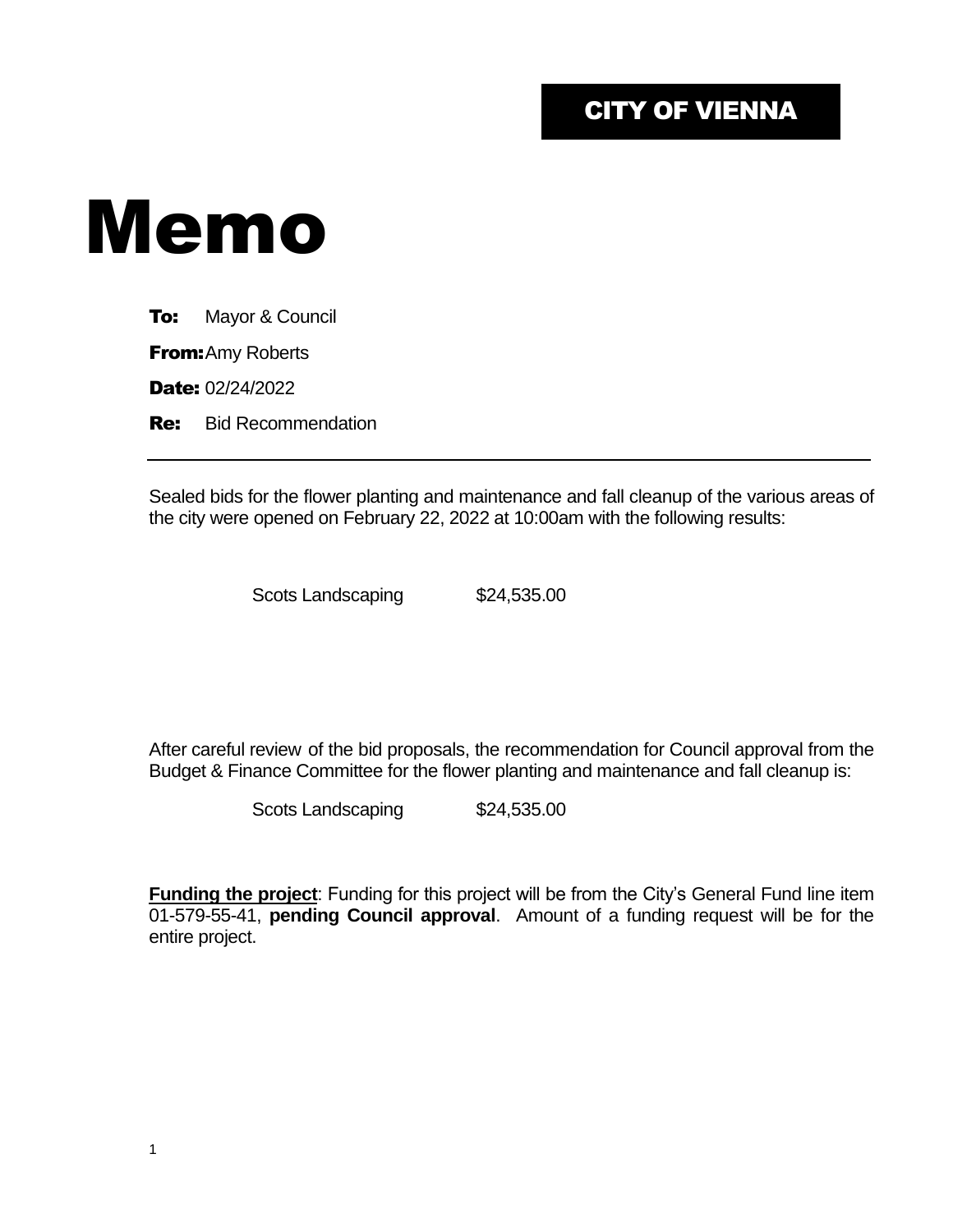CITY OF VIENNA

# Memo

**To:** Mayor & Council

**From:** Amy Roberts

**Date:** 02/24/2022

**Re:** Bid Recommendation

---

Sealed bids for the flower planting and maintenance and fall cleanup of the various areas of the city were opened on February 22, 2022 at 10:00am with the following results:

| | |
|---|---|
| Scots Landscaping | $24,535.00 |

After careful review of the bid proposals, the recommendation for Council approval from the Budget & Finance Committee for the flower planting and maintenance and fall cleanup is:

| | |
|---|---|
| Scots Landscaping | $24,535.00 |

**Funding the project**: Funding for this project will be from the City's General Fund line item 01-579-55-41, **pending Council approval**. Amount of a funding request will be for the entire project.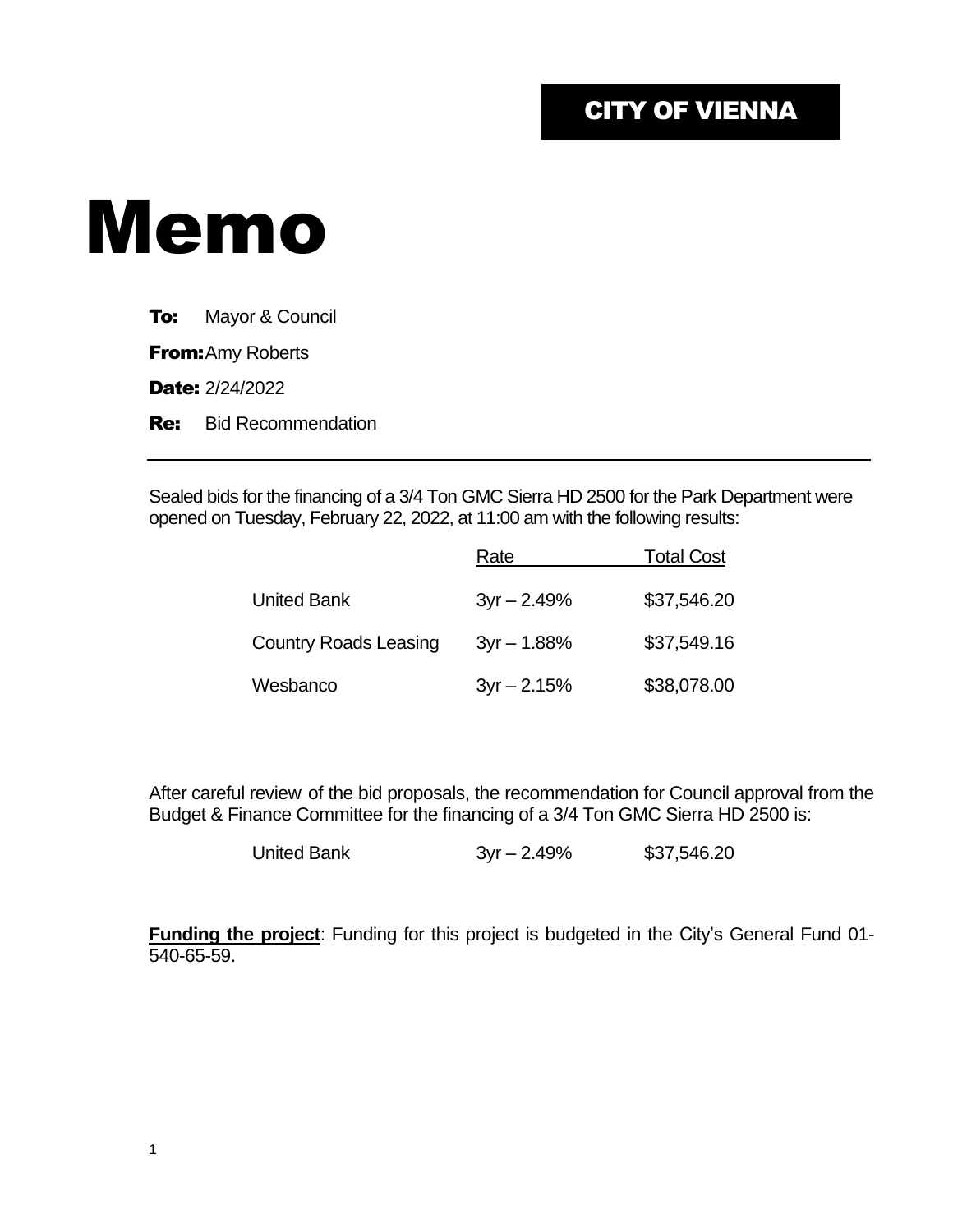**CITY OF VIENNA**

# Memo

**To:** Mayor & Council

**From:** Amy Roberts

**Date:** 2/24/2022

**Re:** Bid Recommendation

---

Sealed bids for the financing of a 3/4 Ton GMC Sierra HD 2500 for the Park Department were opened on Tuesday, February 22, 2022, at 11:00 am with the following results:

| | Rate | Total Cost |
|---|---|---|
| United Bank | 3yr – 2.49% | $37,546.20 |
| Country Roads Leasing | 3yr – 1.88% | $37,549.16 |
| Wesbanco | 3yr – 2.15% | $38,078.00 |

After careful review of the bid proposals, the recommendation for Council approval from the Budget & Finance Committee for the financing of a 3/4 Ton GMC Sierra HD 2500 is:

| | | |
|---|---|---|
| United Bank | 3yr – 2.49% | $37,546.20 |

**Funding the project**: Funding for this project is budgeted in the City's General Fund 01-540-65-59.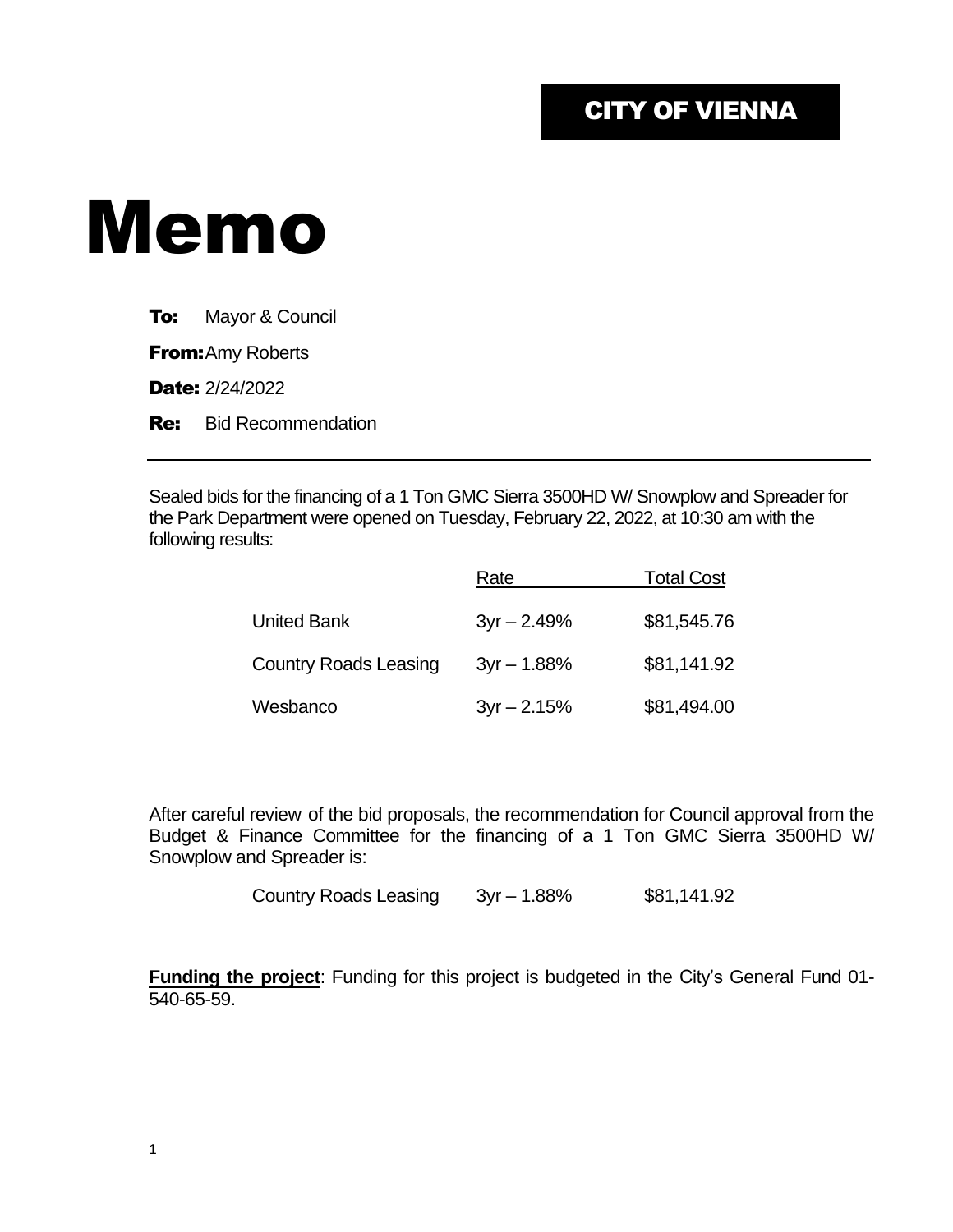**CITY OF VIENNA**

# Memo

**To:** Mayor & Council

**From:** Amy Roberts

**Date:** 2/24/2022

**Re:** Bid Recommendation

---

Sealed bids for the financing of a 1 Ton GMC Sierra 3500HD W/ Snowplow and Spreader for the Park Department were opened on Tuesday, February 22, 2022, at 10:30 am with the following results:

| | Rate | Total Cost |
|---|---|---|
| United Bank | 3yr – 2.49% | $81,545.76 |
| Country Roads Leasing | 3yr – 1.88% | $81,141.92 |
| Wesbanco | 3yr – 2.15% | $81,494.00 |

After careful review of the bid proposals, the recommendation for Council approval from the Budget & Finance Committee for the financing of a 1 Ton GMC Sierra 3500HD W/ Snowplow and Spreader is:

| | | |
|---|---|---|
| Country Roads Leasing | 3yr – 1.88% | $81,141.92 |

**Funding the project**: Funding for this project is budgeted in the City's General Fund 01-540-65-59.